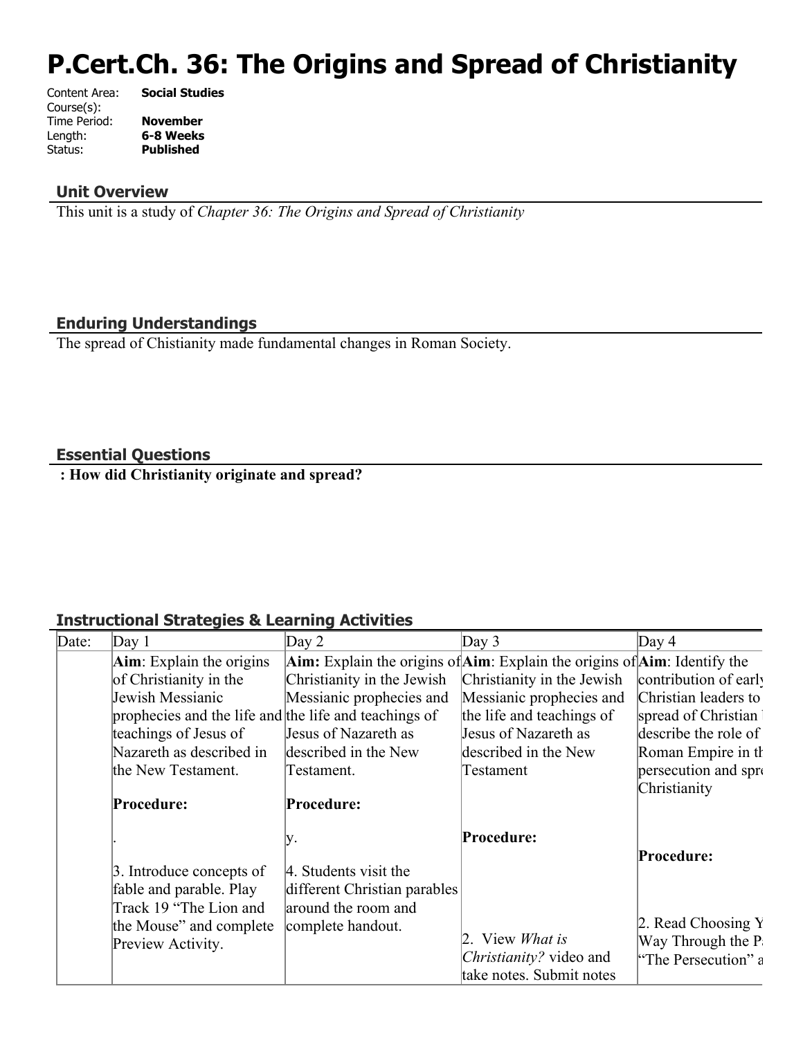# P.Cert.Ch. 36: The Origins and Spread of Christianity

Content Area: **Social Studies**
Course(s):
Time Period: **November**
Length: **6-8 Weeks**
Status: **Published**

## Unit Overview

This unit is a study of *Chapter 36: The Origins and Spread of Christianity*

## Enduring Understandings

The spread of Chistianity made fundamental changes in Roman Society.

## Essential Questions

**: How did Christianity originate and spread?**

## Instructional Strategies & Learning Activities

| Date: | Day 1 | Day 2 | Day 3 | Day 4 |
|---|---|---|---|---|
| | **Aim**: Explain the origins of Christianity in the Jewish Messianic prophecies and the life and teachings of Jesus of Nazareth as described in the New Testament.<br><br>**Procedure:**<br><br>.<br><br>3. Introduce concepts of fable and parable. Play Track 19 "The Lion and the Mouse" and complete Preview Activity. | **Aim:** Explain the origins of Christianity in the Jewish Messianic prophecies and the life and teachings of Jesus of Nazareth as described in the New Testament.<br><br>**Procedure:**<br><br>y.<br><br>4. Students visit the different Christian parables around the room and complete handout. | **Aim**: Explain the origins of Christianity in the Jewish Messianic prophecies and the life and teachings of Jesus of Nazareth as described in the New Testament<br><br>**Procedure:**<br><br>2. View *What is Christianity?* video and take notes. Submit notes | **Aim**: Identify the contribution of early Christian leaders to spread of Christian describe the role of Roman Empire in th persecution and spre Christianity<br><br>**Procedure:**<br><br>2. Read Choosing Y Way Through the P "The Persecution" a |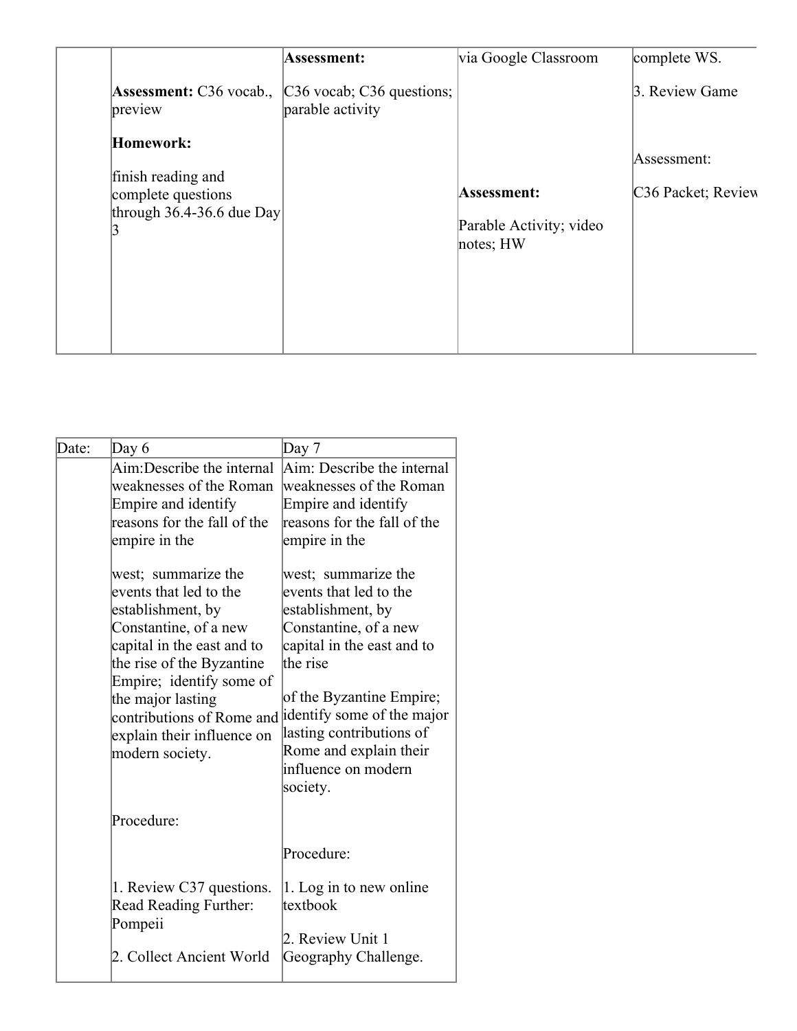| | | | | |
|---|---|---|---|---|
| | **Assessment:** C36 vocab., preview<br><br>**Homework:**<br><br>finish reading and complete questions through 36.4-36.6 due Day 3 | **Assessment:**<br><br>C36 vocab; C36 questions; parable activity | via Google Classroom<br><br>**Assessment:**<br><br>Parable Activity; video notes; HW | complete WS.<br><br>3. Review Game<br><br>Assessment:<br><br>C36 Packet; Review |

| Date: | Day 6 | Day 7 |
|---|---|---|
| | Aim:Describe the internal weaknesses of the Roman Empire and identify reasons for the fall of the empire in the<br><br>west; summarize the events that led to the establishment, by Constantine, of a new capital in the east and to the rise of the Byzantine Empire; identify some of the major lasting contributions of Rome and explain their influence on modern society.<br><br>Procedure:<br><br>1. Review C37 questions. Read Reading Further: Pompeii<br><br>2. Collect Ancient World | Aim: Describe the internal weaknesses of the Roman Empire and identify reasons for the fall of the empire in the<br><br>west; summarize the events that led to the establishment, by Constantine, of a new capital in the east and to the rise<br><br>of the Byzantine Empire; identify some of the major lasting contributions of Rome and explain their influence on modern society.<br><br>Procedure:<br><br>1. Log in to new online textbook<br><br>2. Review Unit 1 Geography Challenge. |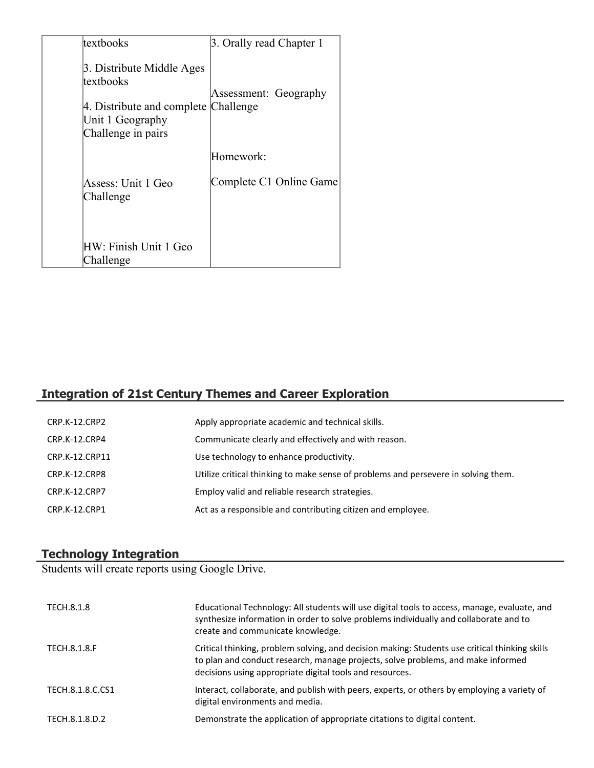| | textbooks<br><br>3. Distribute Middle Ages textbooks<br><br>4. Distribute and complete Unit 1 Geography Challenge in pairs<br><br>Assess: Unit 1 Geo Challenge<br><br>HW: Finish Unit 1 Geo Challenge | 3. Orally read Chapter 1<br><br>Assessment: Geography Challenge<br><br>Homework:<br><br>Complete C1 Online Game |
|---|---|---|

## Integration of 21st Century Themes and Career Exploration

| | |
|---|---|
| CRP.K-12.CRP2 | Apply appropriate academic and technical skills. |
| CRP.K-12.CRP4 | Communicate clearly and effectively and with reason. |
| CRP.K-12.CRP11 | Use technology to enhance productivity. |
| CRP.K-12.CRP8 | Utilize critical thinking to make sense of problems and persevere in solving them. |
| CRP.K-12.CRP7 | Employ valid and reliable research strategies. |
| CRP.K-12.CRP1 | Act as a responsible and contributing citizen and employee. |

## Technology Integration

Students will create reports using Google Drive.

| | |
|---|---|
| TECH.8.1.8 | Educational Technology: All students will use digital tools to access, manage, evaluate, and synthesize information in order to solve problems individually and collaborate and to create and communicate knowledge. |
| TECH.8.1.8.F | Critical thinking, problem solving, and decision making: Students use critical thinking skills to plan and conduct research, manage projects, solve problems, and make informed decisions using appropriate digital tools and resources. |
| TECH.8.1.8.C.CS1 | Interact, collaborate, and publish with peers, experts, or others by employing a variety of digital environments and media. |
| TECH.8.1.8.D.2 | Demonstrate the application of appropriate citations to digital content. |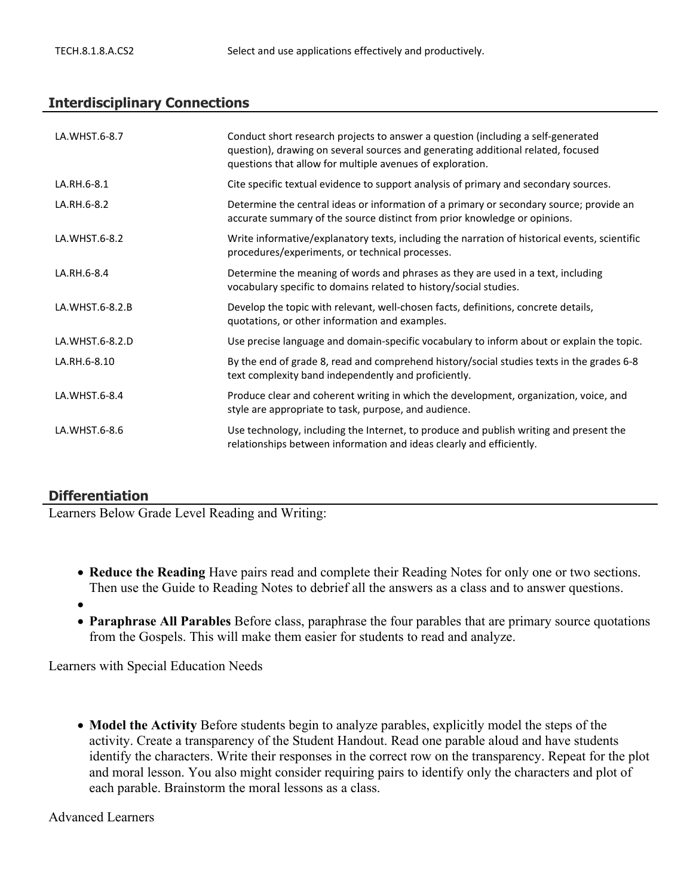| | |
|---|---|
| TECH.8.1.8.A.CS2 | Select and use applications effectively and productively. |

## Interdisciplinary Connections

| | |
|---|---|
| LA.WHST.6-8.7 | Conduct short research projects to answer a question (including a self-generated question), drawing on several sources and generating additional related, focused questions that allow for multiple avenues of exploration. |
| LA.RH.6-8.1 | Cite specific textual evidence to support analysis of primary and secondary sources. |
| LA.RH.6-8.2 | Determine the central ideas or information of a primary or secondary source; provide an accurate summary of the source distinct from prior knowledge or opinions. |
| LA.WHST.6-8.2 | Write informative/explanatory texts, including the narration of historical events, scientific procedures/experiments, or technical processes. |
| LA.RH.6-8.4 | Determine the meaning of words and phrases as they are used in a text, including vocabulary specific to domains related to history/social studies. |
| LA.WHST.6-8.2.B | Develop the topic with relevant, well-chosen facts, definitions, concrete details, quotations, or other information and examples. |
| LA.WHST.6-8.2.D | Use precise language and domain-specific vocabulary to inform about or explain the topic. |
| LA.RH.6-8.10 | By the end of grade 8, read and comprehend history/social studies texts in the grades 6-8 text complexity band independently and proficiently. |
| LA.WHST.6-8.4 | Produce clear and coherent writing in which the development, organization, voice, and style are appropriate to task, purpose, and audience. |
| LA.WHST.6-8.6 | Use technology, including the Internet, to produce and publish writing and present the relationships between information and ideas clearly and efficiently. |

## Differentiation

Learners Below Grade Level Reading and Writing:

- **Reduce the Reading** Have pairs read and complete their Reading Notes for only one or two sections. Then use the Guide to Reading Notes to debrief all the answers as a class and to answer questions.
- 
- **Paraphrase All Parables** Before class, paraphrase the four parables that are primary source quotations from the Gospels. This will make them easier for students to read and analyze.

Learners with Special Education Needs

- **Model the Activity** Before students begin to analyze parables, explicitly model the steps of the activity. Create a transparency of the Student Handout. Read one parable aloud and have students identify the characters. Write their responses in the correct row on the transparency. Repeat for the plot and moral lesson. You also might consider requiring pairs to identify only the characters and plot of each parable. Brainstorm the moral lessons as a class.

Advanced Learners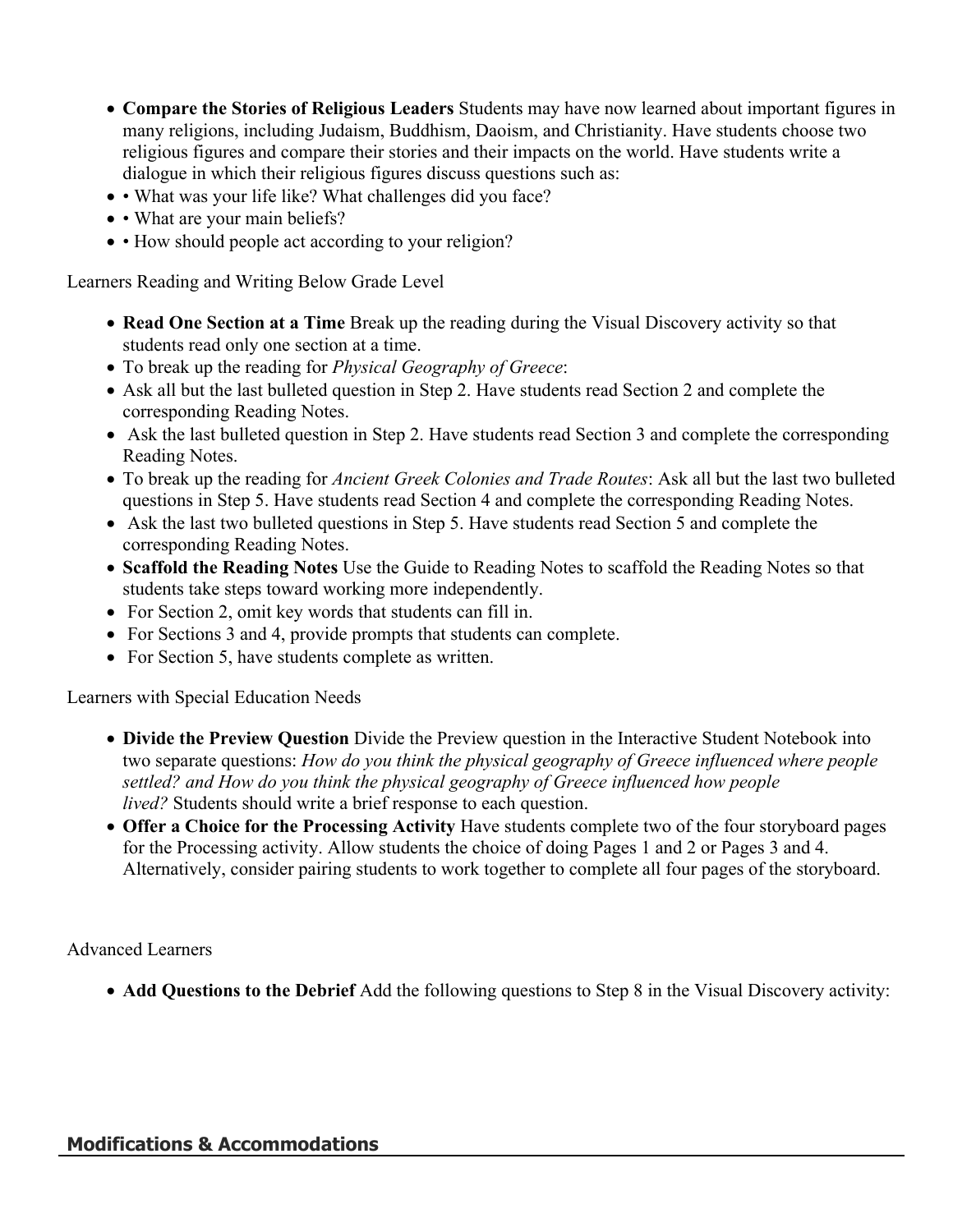- **Compare the Stories of Religious Leaders** Students may have now learned about important figures in many religions, including Judaism, Buddhism, Daoism, and Christianity. Have students choose two religious figures and compare their stories and their impacts on the world. Have students write a dialogue in which their religious figures discuss questions such as:
- • What was your life like? What challenges did you face?
- • What are your main beliefs?
- • How should people act according to your religion?

Learners Reading and Writing Below Grade Level

- **Read One Section at a Time** Break up the reading during the Visual Discovery activity so that students read only one section at a time.
- To break up the reading for *Physical Geography of Greece*:
- Ask all but the last bulleted question in Step 2. Have students read Section 2 and complete the corresponding Reading Notes.
- Ask the last bulleted question in Step 2. Have students read Section 3 and complete the corresponding Reading Notes.
- To break up the reading for *Ancient Greek Colonies and Trade Routes*: Ask all but the last two bulleted questions in Step 5. Have students read Section 4 and complete the corresponding Reading Notes.
- Ask the last two bulleted questions in Step 5. Have students read Section 5 and complete the corresponding Reading Notes.
- **Scaffold the Reading Notes** Use the Guide to Reading Notes to scaffold the Reading Notes so that students take steps toward working more independently.
- For Section 2, omit key words that students can fill in.
- For Sections 3 and 4, provide prompts that students can complete.
- For Section 5, have students complete as written.

Learners with Special Education Needs

- **Divide the Preview Question** Divide the Preview question in the Interactive Student Notebook into two separate questions: *How do you think the physical geography of Greece influenced where people settled? and How do you think the physical geography of Greece influenced how people lived?* Students should write a brief response to each question.
- **Offer a Choice for the Processing Activity** Have students complete two of the four storyboard pages for the Processing activity. Allow students the choice of doing Pages 1 and 2 or Pages 3 and 4. Alternatively, consider pairing students to work together to complete all four pages of the storyboard.

Advanced Learners

- **Add Questions to the Debrief** Add the following questions to Step 8 in the Visual Discovery activity:

## Modifications & Accommodations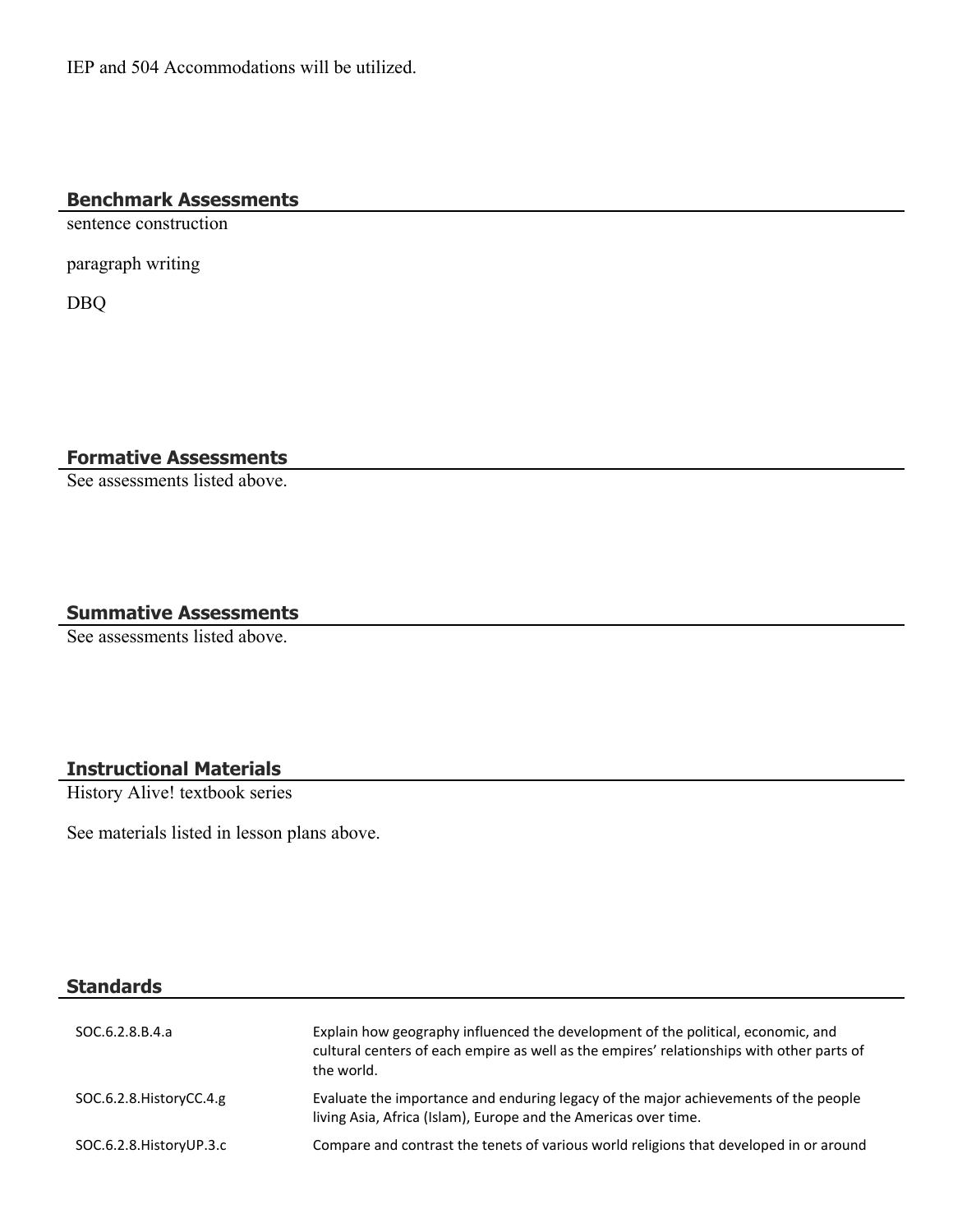IEP and 504 Accommodations will be utilized.

## Benchmark Assessments

sentence construction

paragraph writing

DBQ

## Formative Assessments

See assessments listed above.

## Summative Assessments

See assessments listed above.

## Instructional Materials

History Alive! textbook series

See materials listed in lesson plans above.

## Standards

| | |
|---|---|
| SOC.6.2.8.B.4.a | Explain how geography influenced the development of the political, economic, and cultural centers of each empire as well as the empires' relationships with other parts of the world. |
| SOC.6.2.8.HistoryCC.4.g | Evaluate the importance and enduring legacy of the major achievements of the people living Asia, Africa (Islam), Europe and the Americas over time. |
| SOC.6.2.8.HistoryUP.3.c | Compare and contrast the tenets of various world religions that developed in or around |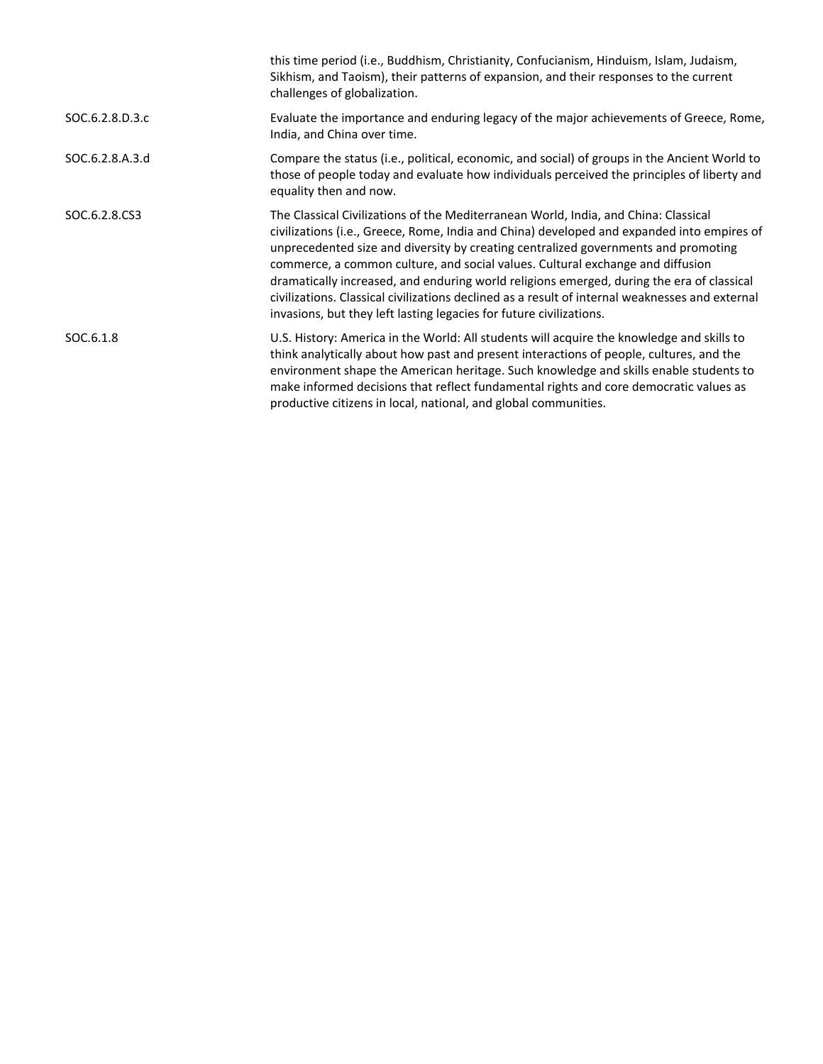| | |
|---|---|
| | this time period (i.e., Buddhism, Christianity, Confucianism, Hinduism, Islam, Judaism, Sikhism, and Taoism), their patterns of expansion, and their responses to the current challenges of globalization. |
| SOC.6.2.8.D.3.c | Evaluate the importance and enduring legacy of the major achievements of Greece, Rome, India, and China over time. |
| SOC.6.2.8.A.3.d | Compare the status (i.e., political, economic, and social) of groups in the Ancient World to those of people today and evaluate how individuals perceived the principles of liberty and equality then and now. |
| SOC.6.2.8.CS3 | The Classical Civilizations of the Mediterranean World, India, and China: Classical civilizations (i.e., Greece, Rome, India and China) developed and expanded into empires of unprecedented size and diversity by creating centralized governments and promoting commerce, a common culture, and social values. Cultural exchange and diffusion dramatically increased, and enduring world religions emerged, during the era of classical civilizations. Classical civilizations declined as a result of internal weaknesses and external invasions, but they left lasting legacies for future civilizations. |
| SOC.6.1.8 | U.S. History: America in the World: All students will acquire the knowledge and skills to think analytically about how past and present interactions of people, cultures, and the environment shape the American heritage. Such knowledge and skills enable students to make informed decisions that reflect fundamental rights and core democratic values as productive citizens in local, national, and global communities. |